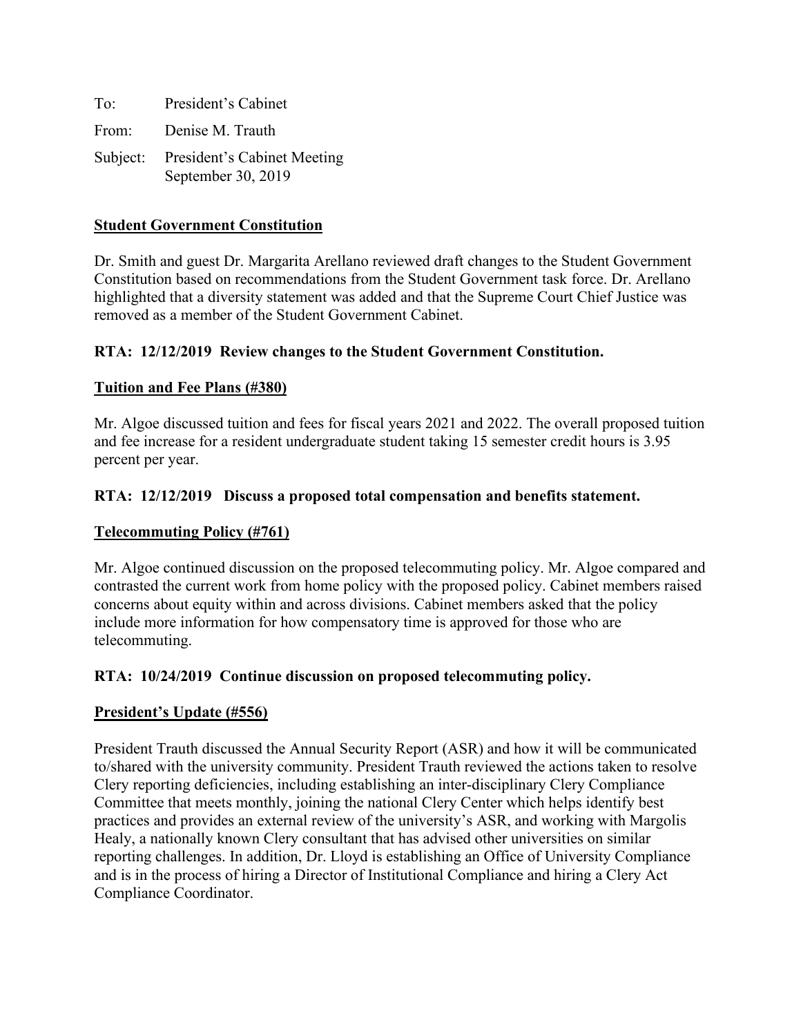To: President's Cabinet

From: Denise M. Trauth

Subject: President's Cabinet Meeting
September 30, 2019

**<u>Student Government Constitution</u>**

Dr. Smith and guest Dr. Margarita Arellano reviewed draft changes to the Student Government Constitution based on recommendations from the Student Government task force. Dr. Arellano highlighted that a diversity statement was added and that the Supreme Court Chief Justice was removed as a member of the Student Government Cabinet.

**RTA: 12/12/2019 Review changes to the Student Government Constitution.**

**<u>Tuition and Fee Plans (#380)</u>**

Mr. Algoe discussed tuition and fees for fiscal years 2021 and 2022. The overall proposed tuition and fee increase for a resident undergraduate student taking 15 semester credit hours is 3.95 percent per year.

**RTA: 12/12/2019 Discuss a proposed total compensation and benefits statement.**

**<u>Telecommuting Policy (#761)</u>**

Mr. Algoe continued discussion on the proposed telecommuting policy. Mr. Algoe compared and contrasted the current work from home policy with the proposed policy. Cabinet members raised concerns about equity within and across divisions. Cabinet members asked that the policy include more information for how compensatory time is approved for those who are telecommuting.

**RTA: 10/24/2019 Continue discussion on proposed telecommuting policy.**

**<u>President's Update (#556)</u>**

President Trauth discussed the Annual Security Report (ASR) and how it will be communicated to/shared with the university community. President Trauth reviewed the actions taken to resolve Clery reporting deficiencies, including establishing an inter-disciplinary Clery Compliance Committee that meets monthly, joining the national Clery Center which helps identify best practices and provides an external review of the university's ASR, and working with Margolis Healy, a nationally known Clery consultant that has advised other universities on similar reporting challenges. In addition, Dr. Lloyd is establishing an Office of University Compliance and is in the process of hiring a Director of Institutional Compliance and hiring a Clery Act Compliance Coordinator.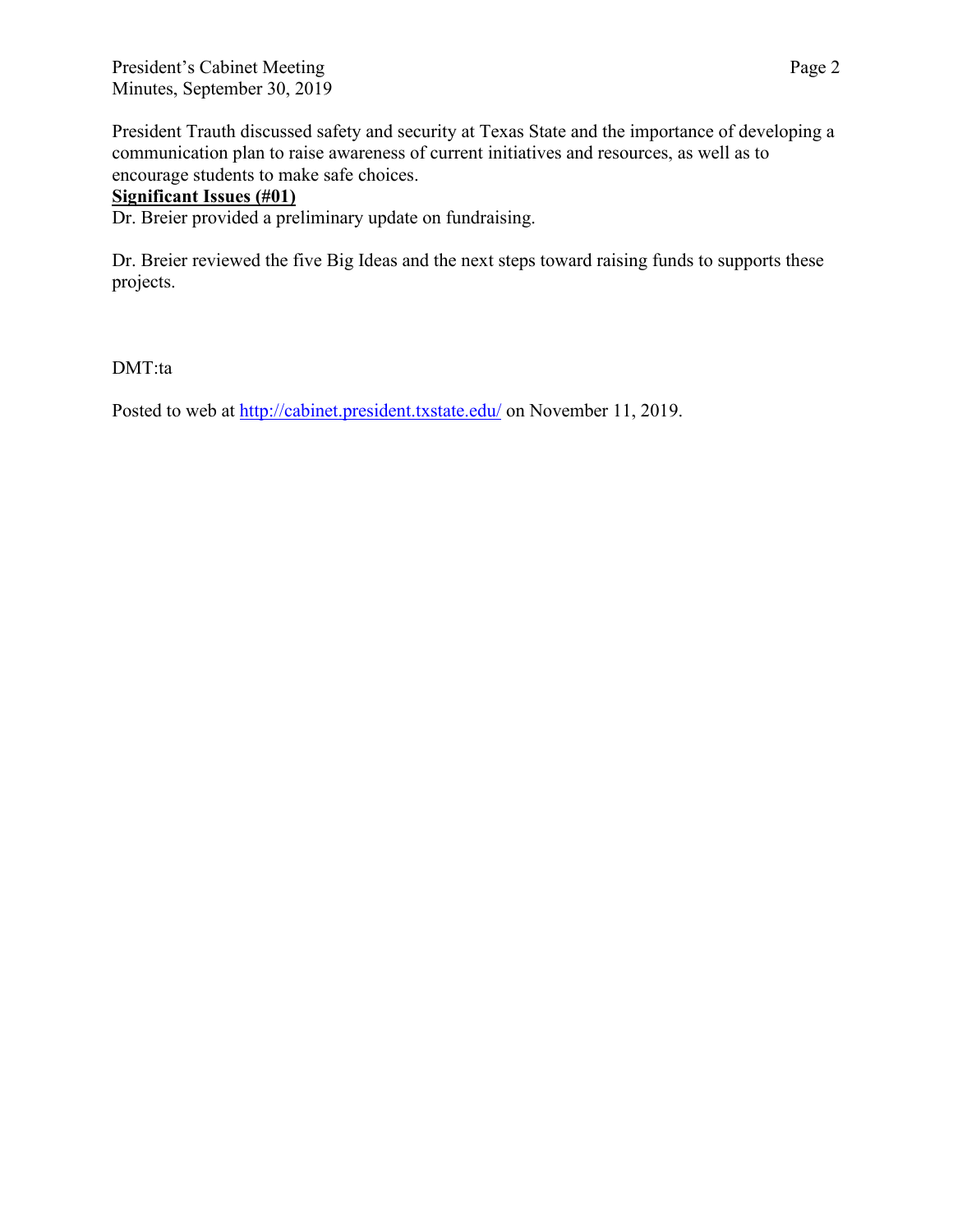President Trauth discussed safety and security at Texas State and the importance of developing a communication plan to raise awareness of current initiatives and resources, as well as to encourage students to make safe choices.

**Significant Issues (#01)**

Dr. Breier provided a preliminary update on fundraising.

Dr. Breier reviewed the five Big Ideas and the next steps toward raising funds to supports these projects.

DMT:ta

Posted to web at http://cabinet.president.txstate.edu/ on November 11, 2019.